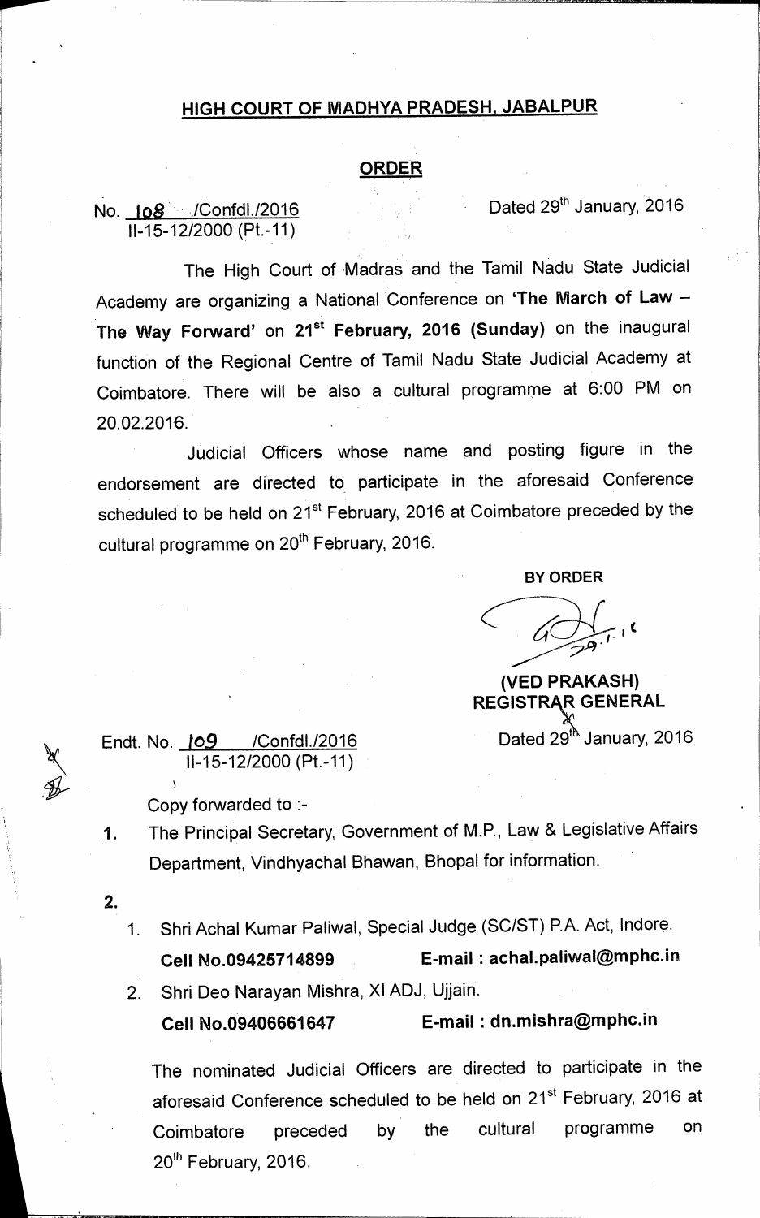## HIGH COURT OF MADHYA PRADESH, JABALPUR

### ORDER

No. 108 /Confdl./2016
II-15-12/2000 (Pt.-11)

Dated 29th January, 2016

The High Court of Madras and the Tamil Nadu State Judicial Academy are organizing a National Conference on **'The March of Law – The Way Forward'** on **21st February, 2016 (Sunday)** on the inaugural function of the Regional Centre of Tamil Nadu State Judicial Academy at Coimbatore. There will be also a cultural programme at 6:00 PM on 20.02.2016.

Judicial Officers whose name and posting figure in the endorsement are directed to participate in the aforesaid Conference scheduled to be held on 21st February, 2016 at Coimbatore preceded by the cultural programme on 20th February, 2016.

**BY ORDER**

**(VED PRAKASH)**
**REGISTRAR GENERAL**

Endt. No. 109 /Confdl./2016
II-15-12/2000 (Pt.-11)

Dated 29th January, 2016

Copy forwarded to :-

1. The Principal Secretary, Government of M.P., Law & Legislative Affairs Department, Vindhyachal Bhawan, Bhopal for information.

2.
   1. Shri Achal Kumar Paliwal, Special Judge (SC/ST) P.A. Act, Indore.
      **Cell No.09425714899** **E-mail : achal.paliwal@mphc.in**
   2. Shri Deo Narayan Mishra, XI ADJ, Ujjain.
      **Cell No.09406661647** **E-mail : dn.mishra@mphc.in**

   The nominated Judicial Officers are directed to participate in the aforesaid Conference scheduled to be held on 21st February, 2016 at Coimbatore preceded by the cultural programme on 20th February, 2016.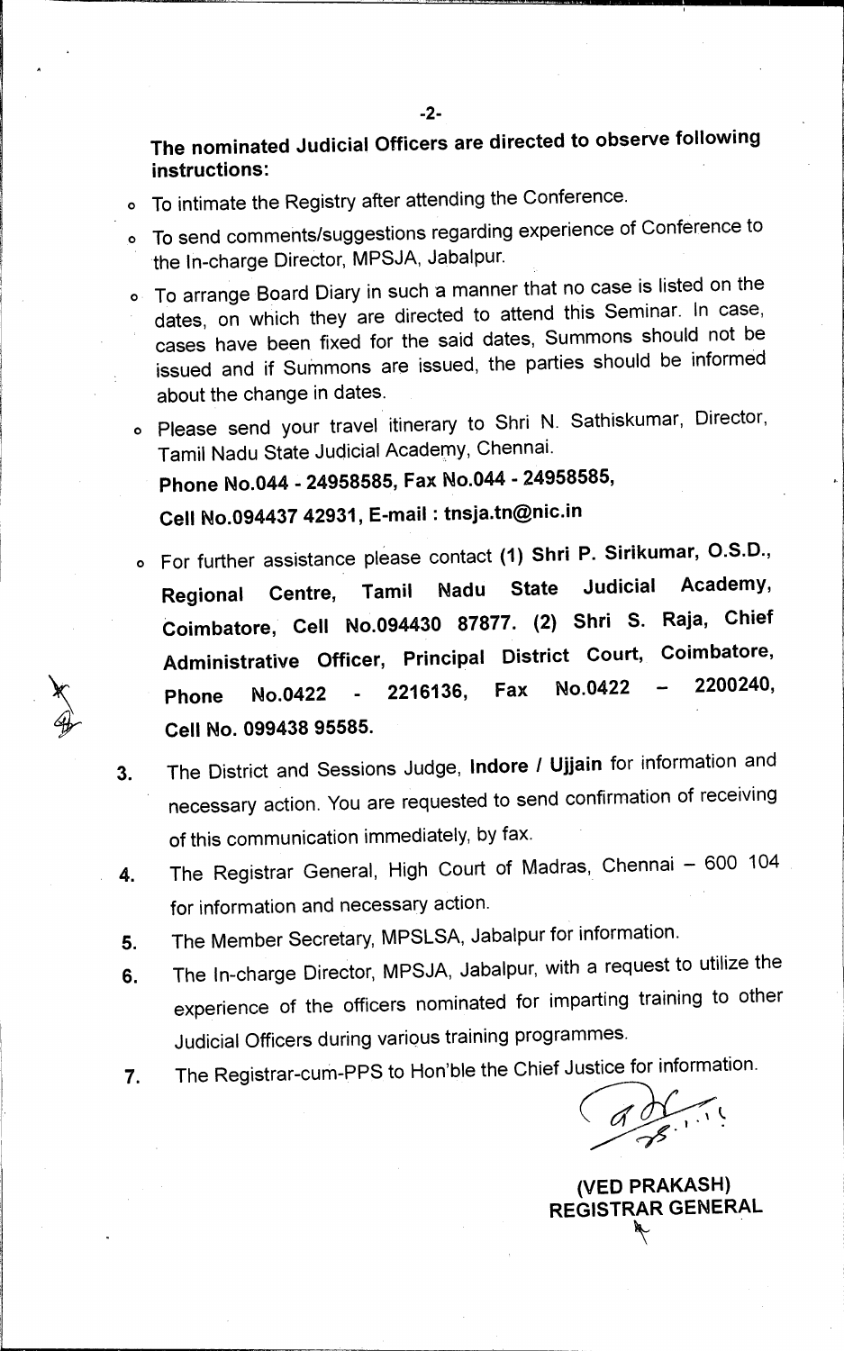**The nominated Judicial Officers are directed to observe following instructions:**

- To intimate the Registry after attending the Conference.
- To send comments/suggestions regarding experience of Conference to the In-charge Director, MPSJA, Jabalpur.
- To arrange Board Diary in such a manner that no case is listed on the dates, on which they are directed to attend this Seminar. In case, cases have been fixed for the said dates, Summons should not be issued and if Summons are issued, the parties should be informed about the change in dates.
- Please send your travel itinerary to Shri N. Sathiskumar, Director, Tamil Nadu State Judicial Academy, Chennai.
  **Phone No.044 - 24958585, Fax No.044 - 24958585,**
  **Cell No.094437 42931, E-mail : tnsja.tn@nic.in**
- For further assistance please contact **(1) Shri P. Sirikumar, O.S.D., Regional Centre, Tamil Nadu State Judicial Academy, Coimbatore, Cell No.094430 87877. (2) Shri S. Raja, Chief Administrative Officer, Principal District Court, Coimbatore, Phone No.0422 - 2216136, Fax No.0422 – 2200240, Cell No. 099438 95585.**

3. The District and Sessions Judge, **Indore / Ujjain** for information and necessary action. You are requested to send confirmation of receiving of this communication immediately, by fax.
4. The Registrar General, High Court of Madras, Chennai – 600 104 for information and necessary action.
5. The Member Secretary, MPSLSA, Jabalpur for information.
6. The In-charge Director, MPSJA, Jabalpur, with a request to utilize the experience of the officers nominated for imparting training to other Judicial Officers during various training programmes.
7. The Registrar-cum-PPS to Hon'ble the Chief Justice for information.

**(VED PRAKASH)**
**REGISTRAR GENERAL**